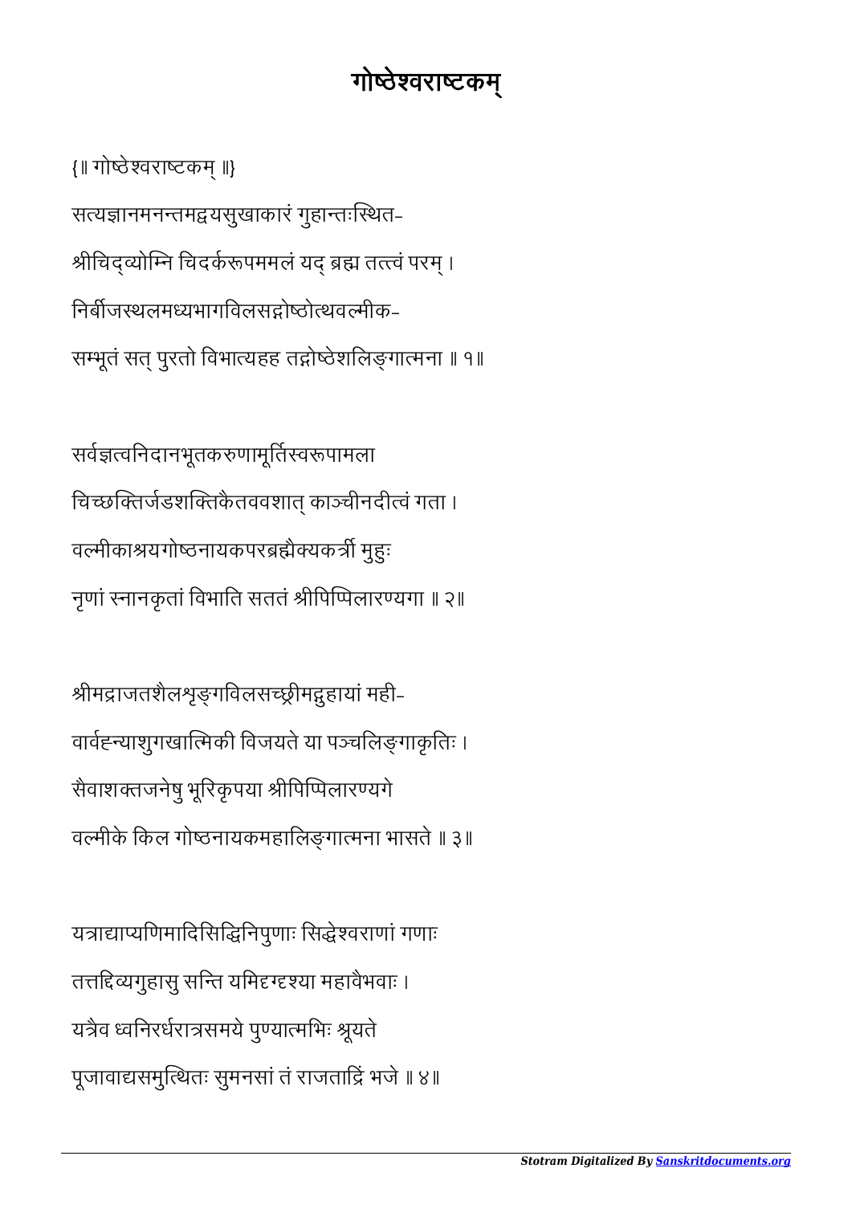# गोष्ठेश्वराष्टकम्

{॥ गोष्ठेश्वराष्टकम् ॥}

सत्यज्ञानमनन्तमद्वयसुखाकारं गुहान्तःस्थित-
श्रीचिद्व्योम्नि चिदर्करूपममलं यद् ब्रह्म तत्त्वं परम् ।
निर्बीजस्थलमध्यभागविलसद्गोष्ठोत्थवल्मीक-
सम्भूतं सत् पुरतो विभात्यहह तद्गोष्ठेशलिङ्गात्मना ॥ १॥

सर्वज्ञत्वनिदानभूतकरुणामूर्तिस्वरूपामला
चिच्छक्तिर्जडशक्तिकैतववशात् काञ्चीनदीत्वं गता ।
वल्मीकाश्रयगोष्ठनायकपरब्रह्मैक्यकर्त्री मुहुः
नृणां स्नानकृतां विभाति सततं श्रीपिप्पिलारण्यगा ॥ २॥

श्रीमद्राजतशैलशृङ्गविलसच्छ्रीमद्गुहायां मही-
वार्वह्न्याशुगखात्मिकी विजयते या पञ्चलिङ्गाकृतिः ।
सैवाशक्तजनेषु भूरिकृपया श्रीपिप्पिलारण्यगे
वल्मीके किल गोष्ठनायकमहालिङ्गात्मना भासते ॥ ३॥

यत्राद्याप्यणिमादिसिद्धिनिपुणाः सिद्धेश्वराणां गणाः
तत्तद्दिव्यगुहासु सन्ति यमिदृग्दृश्या महावैभवाः ।
यत्रैव ध्वनिरर्धरात्रसमये पुण्यात्मभिः श्रूयते
पूजावाद्यसमुत्थितः सुमनसां तं राजताद्रिं भजे ॥ ४॥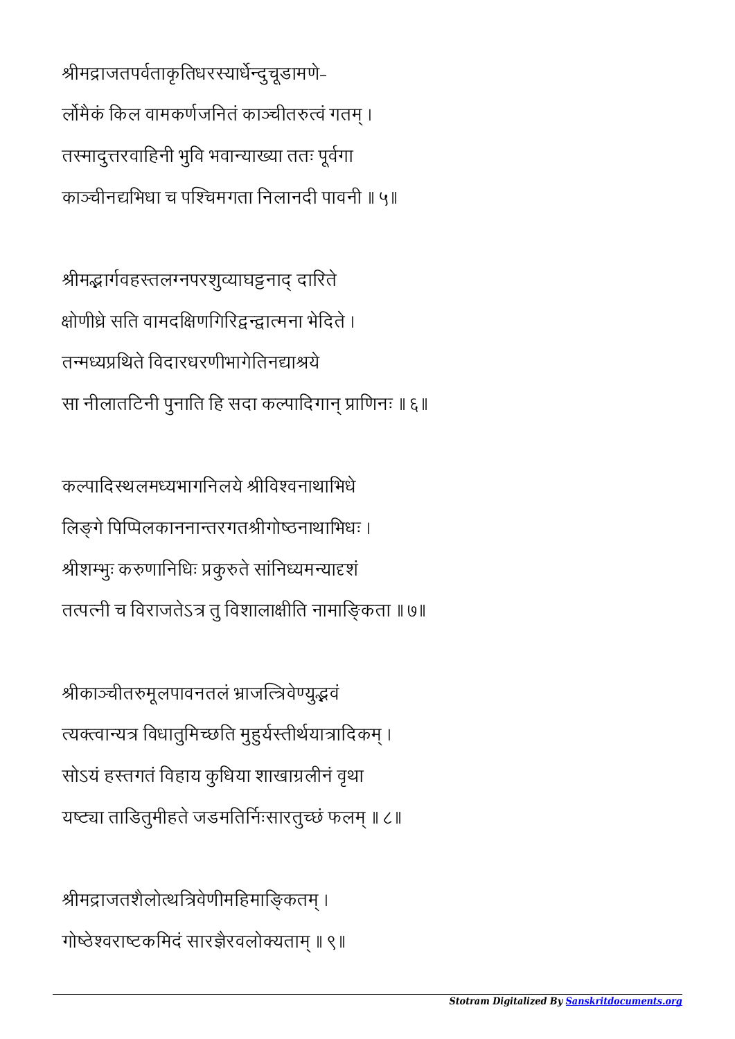श्रीमद्राजतपर्वताकृतिधरस्यार्धेन्दुचूडामणे-
र्लोमैकं किल वामकर्णजनितं काञ्चीतरुत्वं गतम् ।
तस्मादुत्तरवाहिनी भुवि भवान्याख्या ततः पूर्वगा
काञ्चीनद्यभिधा च पश्चिमगता निलानदी पावनी ॥ ५॥

श्रीमद्भार्गवहस्ततलग्नपरशुव्याघट्टनाद् दारिते
क्षोणीध्रे सति वामदक्षिणगिरिद्वन्द्वात्मना भेदिते ।
तन्मध्यप्रथिते विदारधरणीभागेतिनद्याश्रये
सा नीलातटिनी पुनाति हि सदा कल्पादिगान् प्राणिनः ॥ ६॥

कल्पादिस्थलमध्यभागनिलये श्रीविश्वनाथाभिधे
लिङ्गे पिप्पिलकाननान्तरगतश्रीगोष्ठनाथाभिधः ।
श्रीशम्भुः करुणानिधिः प्रकुरुते सांनिध्यमन्यादृशं
तत्पत्नी च विराजतेऽत्र तु विशालाक्षीति नामाङ्किता ॥ ७॥

श्रीकाञ्चीतरुमूलपावनतलं भ्राजत्त्रिवेण्युद्भवं
त्यक्त्वान्यत्र विधातुमिच्छति मुहुर्यस्तीर्थयात्रादिकम् ।
सोऽयं हस्तगतं विहाय कुधिया शाखाग्रलीनं वृथा
यष्ट्या ताडितुमीहते जडमतिर्निःसारतुच्छं फलम् ॥ ८॥

श्रीमद्राजतशैलोत्थत्रिवेणीमहिमाङ्कितम् ।
गोष्ठेश्वराष्टकमिदं सारज्ञैरवलोक्यताम् ॥ ९॥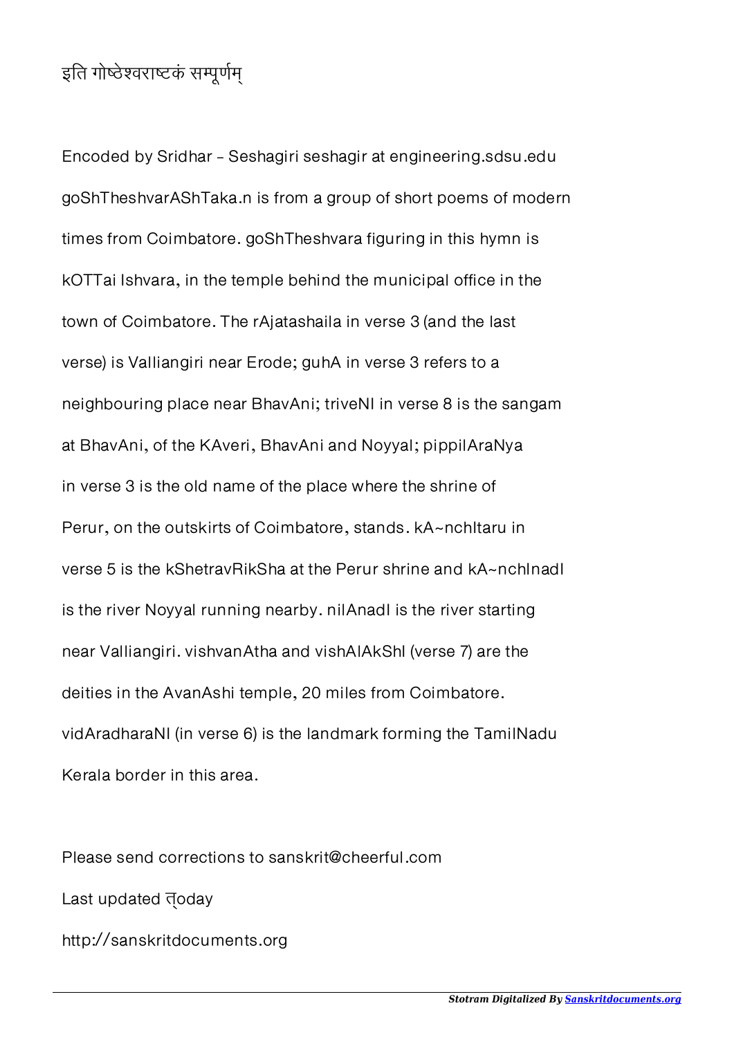इति गोष्ठेश्वराष्टकं सम्पूर्णम्

Encoded by Sridhar - Seshagiri seshagir at engineering.sdsu.edu goShTheshvarAShTaka.n is from a group of short poems of modern times from Coimbatore. goShTheshvara figuring in this hymn is kOTTai Ishvara, in the temple behind the municipal office in the town of Coimbatore. The rAjatashaila in verse 3 (and the last verse) is Valliangiri near Erode; guhA in verse 3 refers to a neighbouring place near BhavAni; triveNI in verse 8 is the sangam at BhavAni, of the KAveri, BhavAni and Noyyal; pippilAraNya in verse 3 is the old name of the place where the shrine of Perur, on the outskirts of Coimbatore, stands. kA~nchItaru in verse 5 is the kShetravRikSha at the Perur shrine and kA~nchInadI is the river Noyyal running nearby. nilAnadI is the river starting near Valliangiri. vishvanAtha and vishAlAkShI (verse 7) are the deities in the AvanAshi temple, 20 miles from Coimbatore. vidAradharaNI (in verse 6) is the landmark forming the TamilNadu Kerala border in this area.

Please send corrections to sanskrit@cheerful.com

Last updated त्oday

http://sanskritdocuments.org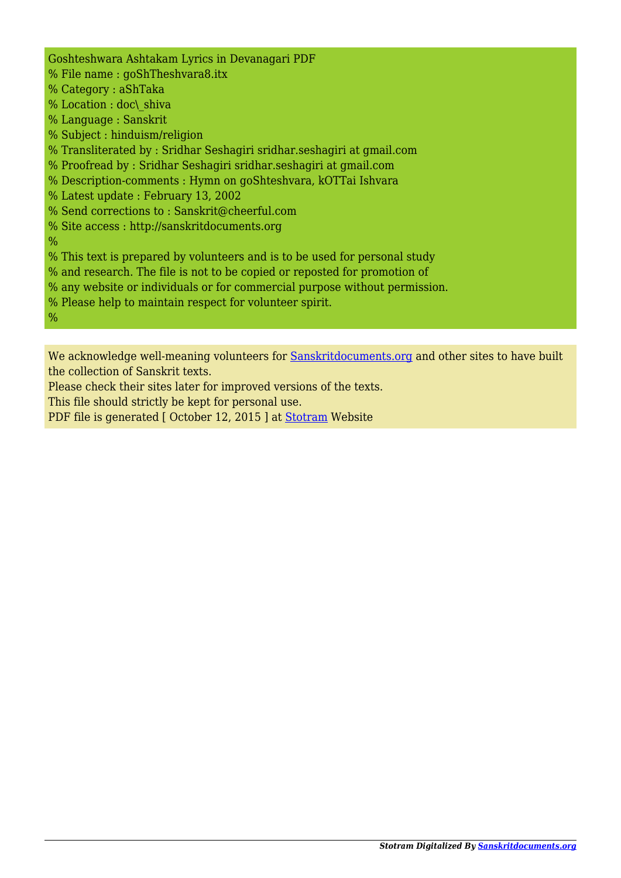Goshteshwara Ashtakam Lyrics in Devanagari PDF
% File name : goShTheshvara8.itx
% Category : aShTaka
% Location : doc\_shiva
% Language : Sanskrit
% Subject : hinduism/religion
% Transliterated by : Sridhar Seshagiri sridhar.seshagiri at gmail.com
% Proofread by : Sridhar Seshagiri sridhar.seshagiri at gmail.com
% Description-comments : Hymn on goShteshvara, kOTTai Ishvara
% Latest update : February 13, 2002
% Send corrections to : Sanskrit@cheerful.com
% Site access : http://sanskritdocuments.org
%
% This text is prepared by volunteers and is to be used for personal study
% and research. The file is not to be copied or reposted for promotion of
% any website or individuals or for commercial purpose without permission.
% Please help to maintain respect for volunteer spirit.
%

We acknowledge well-meaning volunteers for Sanskritdocuments.org and other sites to have built the collection of Sanskrit texts.
Please check their sites later for improved versions of the texts.
This file should strictly be kept for personal use.
PDF file is generated [ October 12, 2015 ] at Stotram Website